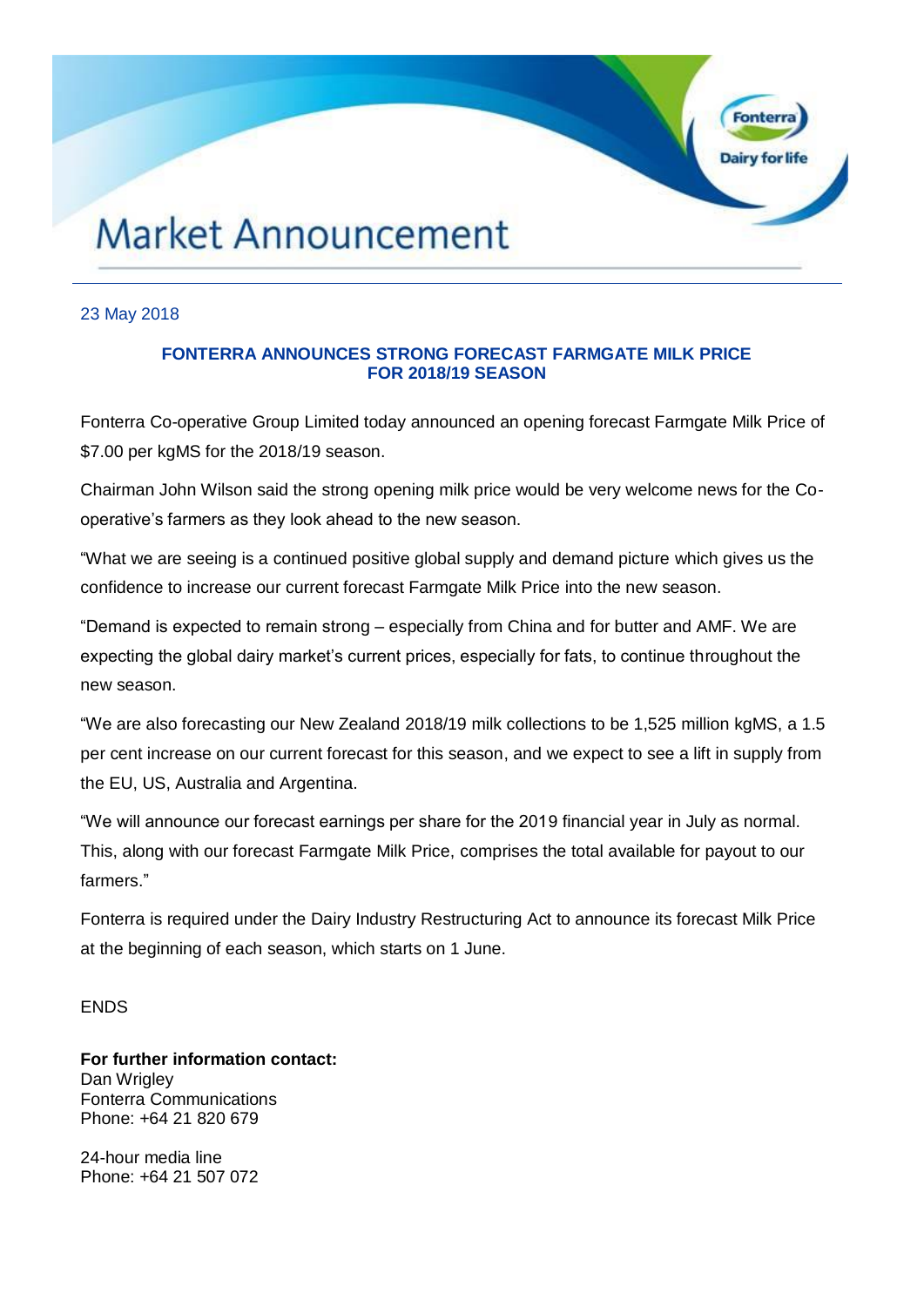# Market Announcement

23 May 2018

## FONTERRA ANNOUNCES STRONG FORECAST FARMGATE MILK PRICE FOR 2018/19 SEASON

Fonterra Co-operative Group Limited today announced an opening forecast Farmgate Milk Price of $7.00 per kgMS for the 2018/19 season.

Chairman John Wilson said the strong opening milk price would be very welcome news for the Co-operative's farmers as they look ahead to the new season.

"What we are seeing is a continued positive global supply and demand picture which gives us the confidence to increase our current forecast Farmgate Milk Price into the new season.

"Demand is expected to remain strong – especially from China and for butter and AMF. We are expecting the global dairy market's current prices, especially for fats, to continue throughout the new season.

"We are also forecasting our New Zealand 2018/19 milk collections to be 1,525 million kgMS, a 1.5 per cent increase on our current forecast for this season, and we expect to see a lift in supply from the EU, US, Australia and Argentina.

"We will announce our forecast earnings per share for the 2019 financial year in July as normal. This, along with our forecast Farmgate Milk Price, comprises the total available for payout to our farmers."

Fonterra is required under the Dairy Industry Restructuring Act to announce its forecast Milk Price at the beginning of each season, which starts on 1 June.

ENDS

**For further information contact:**
Dan Wrigley
Fonterra Communications
Phone: +64 21 820 679

24-hour media line
Phone: +64 21 507 072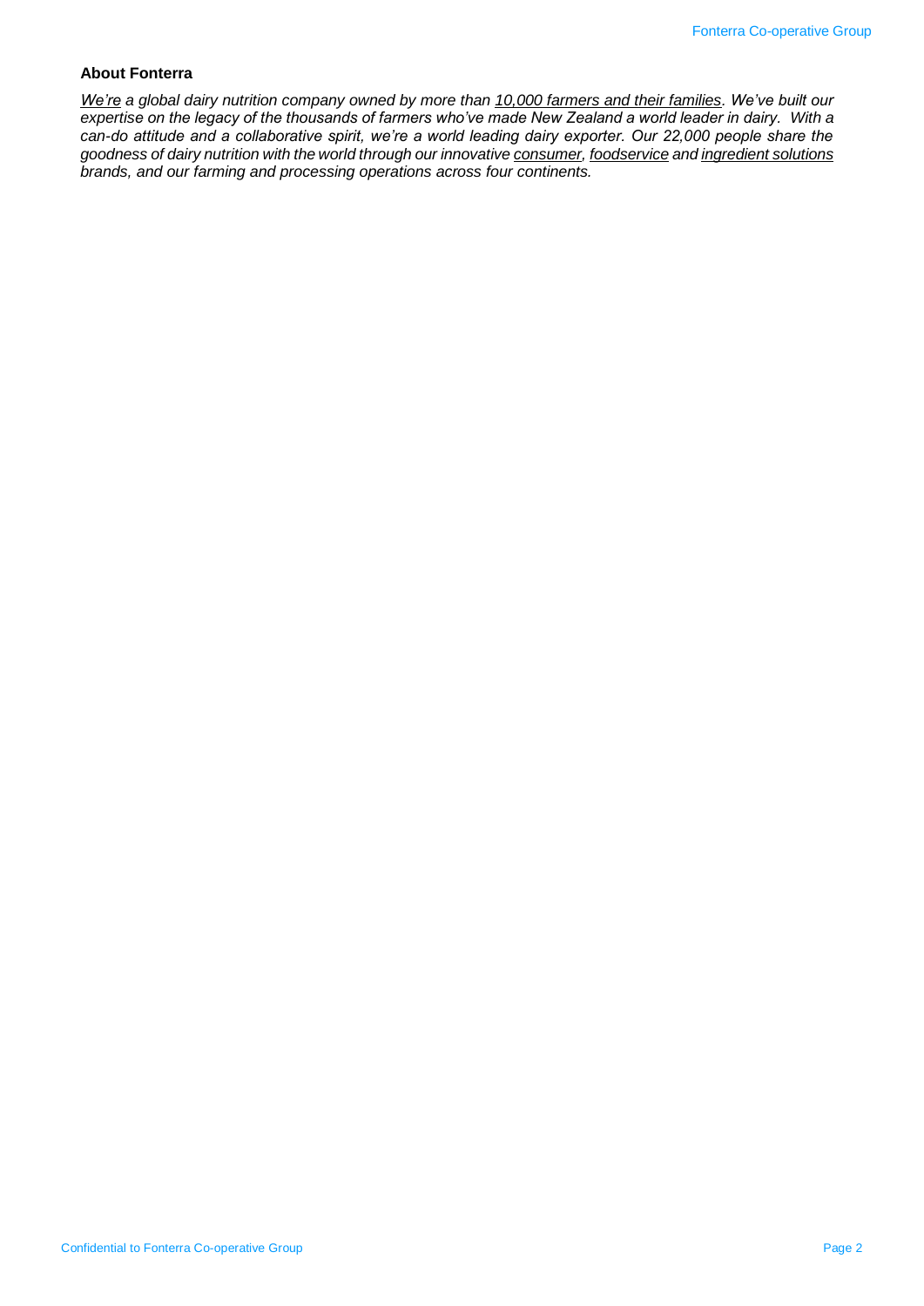**About Fonterra**

*We're a global dairy nutrition company owned by more than 10,000 farmers and their families. We've built our expertise on the legacy of the thousands of farmers who've made New Zealand a world leader in dairy. With a can-do attitude and a collaborative spirit, we're a world leading dairy exporter. Our 22,000 people share the goodness of dairy nutrition with the world through our innovative consumer, foodservice and ingredient solutions brands, and our farming and processing operations across four continents.*